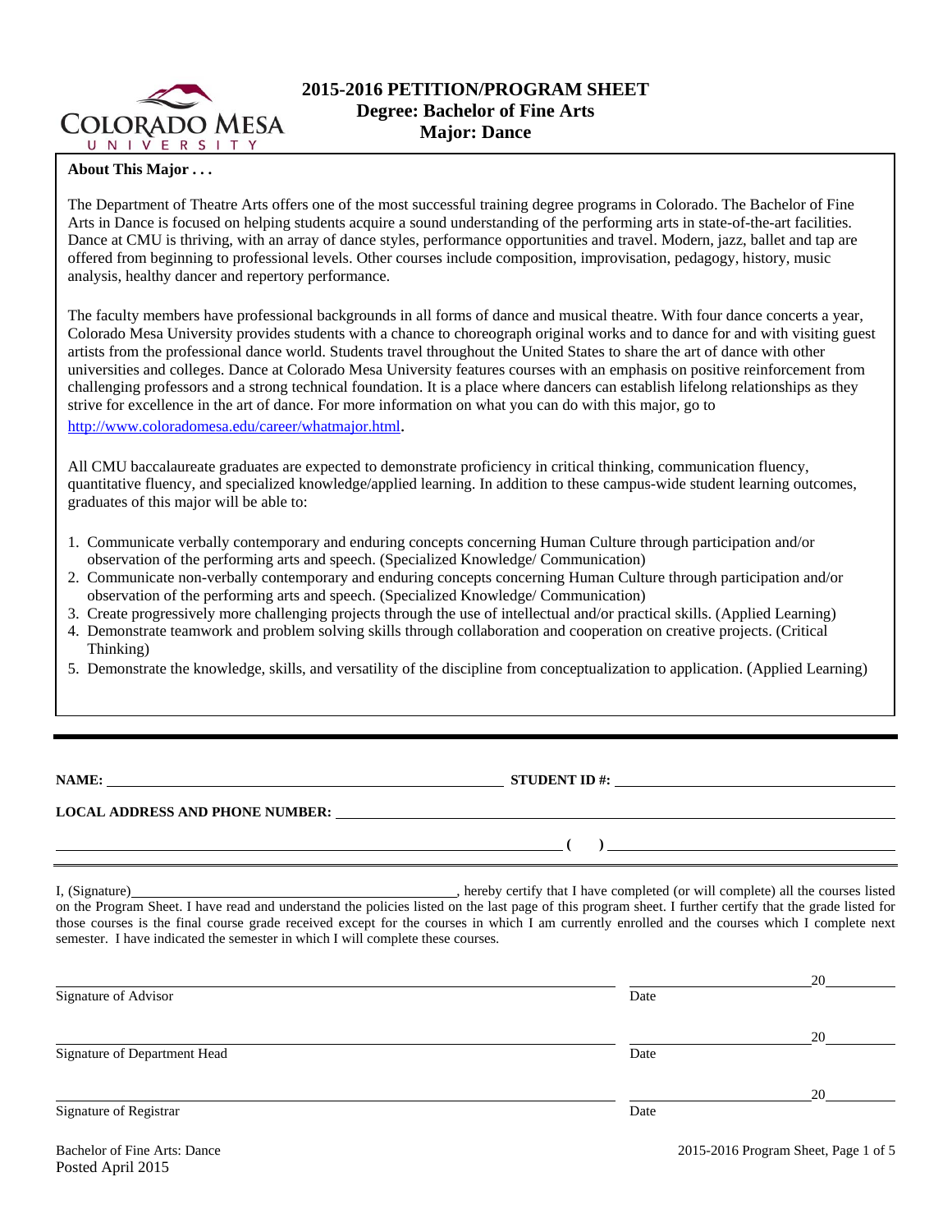# 2015-2016 PETITION/PROGRAM SHEET
## Degree: Bachelor of Fine Arts
## Major: Dance

**About This Major . . .**

The Department of Theatre Arts offers one of the most successful training degree programs in Colorado. The Bachelor of Fine Arts in Dance is focused on helping students acquire a sound understanding of the performing arts in state-of-the-art facilities. Dance at CMU is thriving, with an array of dance styles, performance opportunities and travel. Modern, jazz, ballet and tap are offered from beginning to professional levels. Other courses include composition, improvisation, pedagogy, history, music analysis, healthy dancer and repertory performance.

The faculty members have professional backgrounds in all forms of dance and musical theatre. With four dance concerts a year, Colorado Mesa University provides students with a chance to choreograph original works and to dance for and with visiting guest artists from the professional dance world. Students travel throughout the United States to share the art of dance with other universities and colleges. Dance at Colorado Mesa University features courses with an emphasis on positive reinforcement from challenging professors and a strong technical foundation. It is a place where dancers can establish lifelong relationships as they strive for excellence in the art of dance. For more information on what you can do with this major, go to http://www.coloradomesa.edu/career/whatmajor.html.

All CMU baccalaureate graduates are expected to demonstrate proficiency in critical thinking, communication fluency, quantitative fluency, and specialized knowledge/applied learning. In addition to these campus-wide student learning outcomes, graduates of this major will be able to:

1. Communicate verbally contemporary and enduring concepts concerning Human Culture through participation and/or observation of the performing arts and speech. (Specialized Knowledge/ Communication)
2. Communicate non-verbally contemporary and enduring concepts concerning Human Culture through participation and/or observation of the performing arts and speech. (Specialized Knowledge/ Communication)
3. Create progressively more challenging projects through the use of intellectual and/or practical skills. (Applied Learning)
4. Demonstrate teamwork and problem solving skills through collaboration and cooperation on creative projects. (Critical Thinking)
5. Demonstrate the knowledge, skills, and versatility of the discipline from conceptualization to application. (Applied Learning)

---

**NAME:** ______________________________ **STUDENT ID #:** ______________________________

**LOCAL ADDRESS AND PHONE NUMBER:** ______________________________

______________________________ **( )** ______________________________

I, (Signature)______________________________, hereby certify that I have completed (or will complete) all the courses listed on the Program Sheet. I have read and understand the policies listed on the last page of this program sheet. I further certify that the grade listed for those courses is the final course grade received except for the courses in which I am currently enrolled and the courses which I complete next semester. I have indicated the semester in which I will complete these courses.

______________________________ ______________ 20______
Signature of Advisor Date

______________________________ ______________ 20______
Signature of Department Head Date

______________________________ ______________ 20______
Signature of Registrar Date

Bachelor of Fine Arts: Dance
Posted April 2015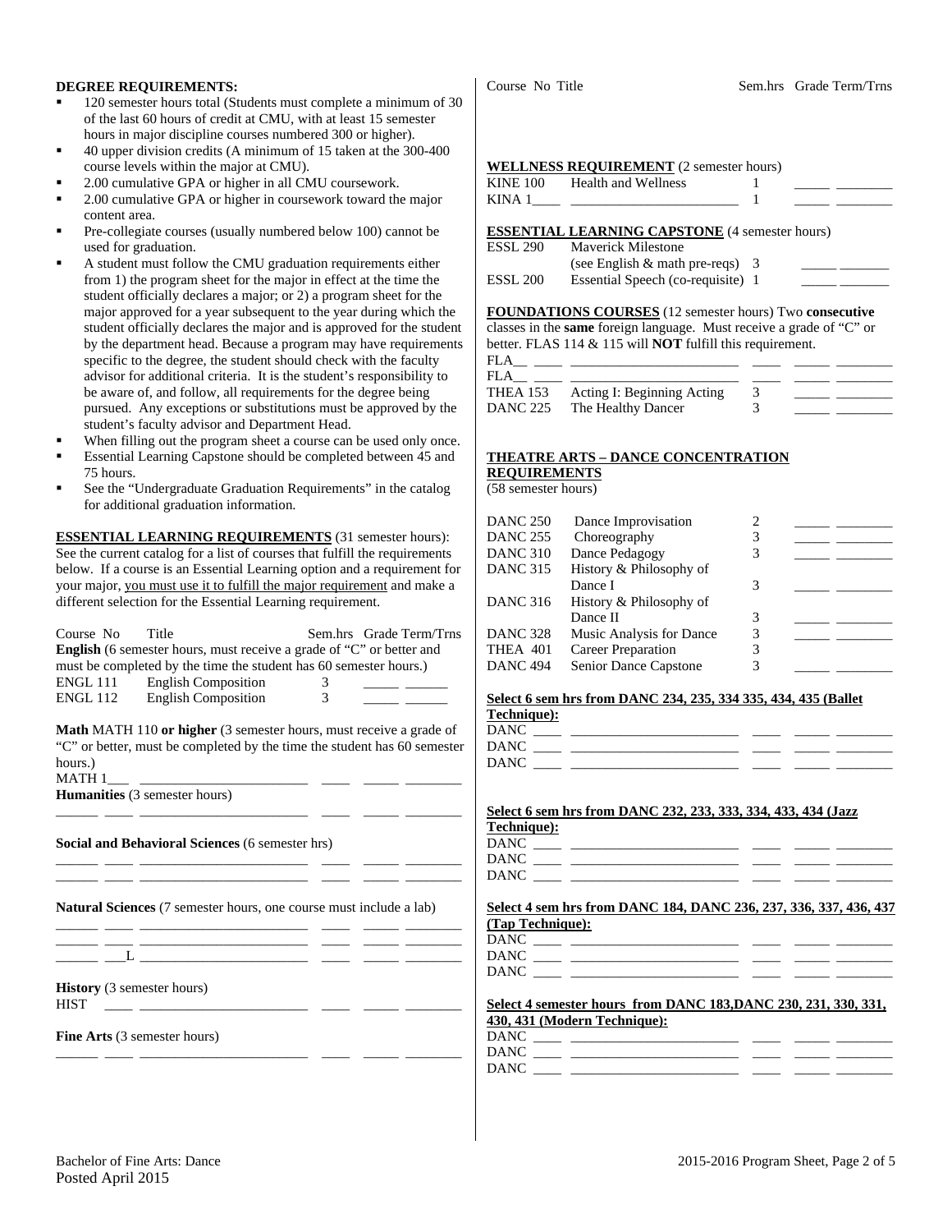**DEGREE REQUIREMENTS:**

- 120 semester hours total (Students must complete a minimum of 30 of the last 60 hours of credit at CMU, with at least 15 semester hours in major discipline courses numbered 300 or higher).
- 40 upper division credits (A minimum of 15 taken at the 300-400 course levels within the major at CMU).
- 2.00 cumulative GPA or higher in all CMU coursework.
- 2.00 cumulative GPA or higher in coursework toward the major content area.
- Pre-collegiate courses (usually numbered below 100) cannot be used for graduation.
- A student must follow the CMU graduation requirements either from 1) the program sheet for the major in effect at the time the student officially declares a major; or 2) a program sheet for the major approved for a year subsequent to the year during which the student officially declares the major and is approved for the student by the department head. Because a program may have requirements specific to the degree, the student should check with the faculty advisor for additional criteria. It is the student's responsibility to be aware of, and follow, all requirements for the degree being pursued. Any exceptions or substitutions must be approved by the student's faculty advisor and Department Head.
- When filling out the program sheet a course can be used only once.
- Essential Learning Capstone should be completed between 45 and 75 hours.
- See the "Undergraduate Graduation Requirements" in the catalog for additional graduation information.

**ESSENTIAL LEARNING REQUIREMENTS** (31 semester hours): See the current catalog for a list of courses that fulfill the requirements below. If a course is an Essential Learning option and a requirement for your major, you must use it to fulfill the major requirement and make a different selection for the Essential Learning requirement.

| Course No | Title | Sem.hrs | Grade | Term/Trns |
|---|---|---|---|---|
| **English** (6 semester hours, must receive a grade of "C" or better and must be completed by the time the student has 60 semester hours.) | | | | |
| ENGL 111 | English Composition | 3 | | |
| ENGL 112 | English Composition | 3 | | |
| **Math** MATH 110 **or higher** (3 semester hours, must receive a grade of "C" or better, must be completed by the time the student has 60 semester hours.) | | | | |
| MATH 1___ | | | | |
| **Humanities** (3 semester hours) | | | | |
| | | | | |
| **Social and Behavioral Sciences** (6 semester hrs) | | | | |
| | | | | |
| | | | | |
| **Natural Sciences** (7 semester hours, one course must include a lab) | | | | |
| | | | | |
| | | | | |
| ___L | | | | |
| **History** (3 semester hours) | | | | |
| HIST | | | | |
| **Fine Arts** (3 semester hours) | | | | |
| | | | | |

| Course No | Title | Sem.hrs | Grade | Term/Trns |
|---|---|---|---|---|
| **WELLNESS REQUIREMENT** (2 semester hours) | | | | |
| KINE 100 | Health and Wellness | 1 | | |
| KINA 1____ | | 1 | | |
| **ESSENTIAL LEARNING CAPSTONE** (4 semester hours) | | | | |
| ESSL 290 | Maverick Milestone (see English & math pre-reqs) | 3 | | |
| ESSL 200 | Essential Speech (co-requisite) | 1 | | |

**FOUNDATIONS COURSES** (12 semester hours) Two **consecutive** classes in the **same** foreign language. Must receive a grade of "C" or better. FLAS 114 & 115 will **NOT** fulfill this requirement.

| Course No | Title | Sem.hrs | Grade | Term/Trns |
|---|---|---|---|---|
| FLA__ ____ | | | | |
| FLA__ ____ | | | | |
| THEA 153 | Acting I: Beginning Acting | 3 | | |
| DANC 225 | The Healthy Dancer | 3 | | |

**THEATRE ARTS – DANCE CONCENTRATION REQUIREMENTS**
(58 semester hours)

| Course No | Title | Sem.hrs | Grade | Term/Trns |
|---|---|---|---|---|
| DANC 250 | Dance Improvisation | 2 | | |
| DANC 255 | Choreography | 3 | | |
| DANC 310 | Dance Pedagogy | 3 | | |
| DANC 315 | History & Philosophy of Dance I | 3 | | |
| DANC 316 | History & Philosophy of Dance II | 3 | | |
| DANC 328 | Music Analysis for Dance | 3 | | |
| THEA 401 | Career Preparation | 3 | | |
| DANC 494 | Senior Dance Capstone | 3 | | |

**Select 6 sem hrs from DANC 234, 235, 334 335, 434, 435 (Ballet Technique):**

| Course No | Title | Sem.hrs | Grade | Term/Trns |
|---|---|---|---|---|
| DANC ____ | | | | |
| DANC ____ | | | | |
| DANC ____ | | | | |

**Select 6 sem hrs from DANC 232, 233, 333, 334, 433, 434 (Jazz Technique):**

| Course No | Title | Sem.hrs | Grade | Term/Trns |
|---|---|---|---|---|
| DANC ____ | | | | |
| DANC ____ | | | | |
| DANC ____ | | | | |

**Select 4 sem hrs from DANC 184, DANC 236, 237, 336, 337, 436, 437 (Tap Technique):**

| Course No | Title | Sem.hrs | Grade | Term/Trns |
|---|---|---|---|---|
| DANC ____ | | | | |
| DANC ____ | | | | |
| DANC ____ | | | | |

**Select 4 semester hours from DANC 183,DANC 230, 231, 330, 331, 430, 431 (Modern Technique):**

| Course No | Title | Sem.hrs | Grade | Term/Trns |
|---|---|---|---|---|
| DANC ____ | | | | |
| DANC ____ | | | | |
| DANC ____ | | | | |

Bachelor of Fine Arts: Dance
Posted April 2015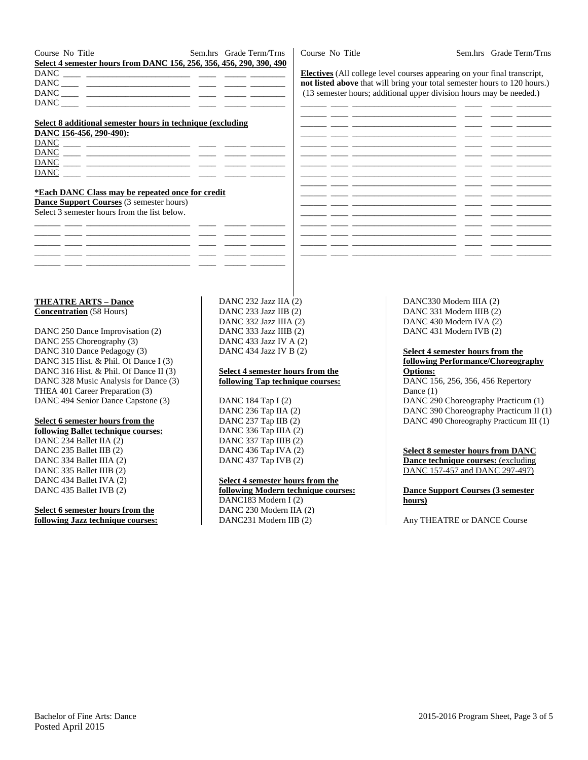| Course | No | Title | Sem.hrs | Grade | Term/Trns |
|---|---|---|---|---|---|
| **Select 4 semester hours from DANC 156, 256, 356, 456, 290, 390, 490** | | | | | |
| DANC | | | | | |
| DANC | | | | | |
| DANC | | | | | |
| DANC | | | | | |
| **Select 8 additional semester hours in technique (excluding DANC 156-456, 290-490):** | | | | | |
| DANC | | | | | |
| DANC | | | | | |
| DANC | | | | | |
| DANC | | | | | |

**\*Each DANC Class may be repeated once for credit**

**Dance Support Courses** (3 semester hours)
Select 3 semester hours from the list below.

| Course | No | Title | Sem.hrs | Grade | Term/Trns |
|---|---|---|---|---|---|
| | | | | | |
| | | | | | |
| | | | | | |
| | | | | | |
| | | | | | |

**Electives** (All college level courses appearing on your final transcript, **not listed above** that will bring your total semester hours to 120 hours.) (13 semester hours; additional upper division hours may be needed.)

| Course | No | Title | Sem.hrs | Grade | Term/Trns |
|---|---|---|---|---|---|
| | | | | | |
| | | | | | |
| | | | | | |
| | | | | | |
| | | | | | |
| | | | | | |
| | | | | | |
| | | | | | |
| | | | | | |
| | | | | | |
| | | | | | |
| | | | | | |
| | | | | | |
| | | | | | |
| | | | | | |

**THEATRE ARTS – Dance Concentration** (58 Hours)

DANC 250 Dance Improvisation (2)
DANC 255 Choreography (3)
DANC 310 Dance Pedagogy (3)
DANC 315 Hist. & Phil. Of Dance I (3)
DANC 316 Hist. & Phil. Of Dance II (3)
DANC 328 Music Analysis for Dance (3)
THEA 401 Career Preparation (3)
DANC 494 Senior Dance Capstone (3)

**Select 6 semester hours from the following Ballet technique courses:**
DANC 234 Ballet IIA (2)
DANC 235 Ballet IIB (2)
DANC 334 Ballet IIIA (2)
DANC 335 Ballet IIIB (2)
DANC 434 Ballet IVA (2)
DANC 435 Ballet IVB (2)

**Select 6 semester hours from the following Jazz technique courses:**
DANC 232 Jazz IIA (2)
DANC 233 Jazz IIB (2)
DANC 332 Jazz IIIA (2)
DANC 333 Jazz IIIB (2)
DANC 433 Jazz IV A (2)
DANC 434 Jazz IV B (2)

**Select 4 semester hours from the following Tap technique courses:**

DANC 184 Tap I (2)
DANC 236 Tap IIA (2)
DANC 237 Tap IIB (2)
DANC 336 Tap IIIA (2)
DANC 337 Tap IIIB (2)
DANC 436 Tap IVA (2)
DANC 437 Tap IVB (2)

**Select 4 semester hours from the following Modern technique courses:**
DANC183 Modern I (2)
DANC 230 Modern IIA (2)
DANC231 Modern IIB (2)
DANC330 Modern IIIA (2)
DANC 331 Modern IIIB (2)
DANC 430 Modern IVA (2)
DANC 431 Modern IVB (2)

**Select 4 semester hours from the following Performance/Choreography Options:**
DANC 156, 256, 356, 456 Repertory Dance (1)
DANC 290 Choreography Practicum (1)
DANC 390 Choreography Practicum II (1)
DANC 490 Choreography Practicum III (1)

**Select 8 semester hours from DANC Dance technique courses:** (excluding DANC 157-457 and DANC 297-497)

**Dance Support Courses (3 semester hours)**

Any THEATRE or DANCE Course

Bachelor of Fine Arts: Dance
Posted April 2015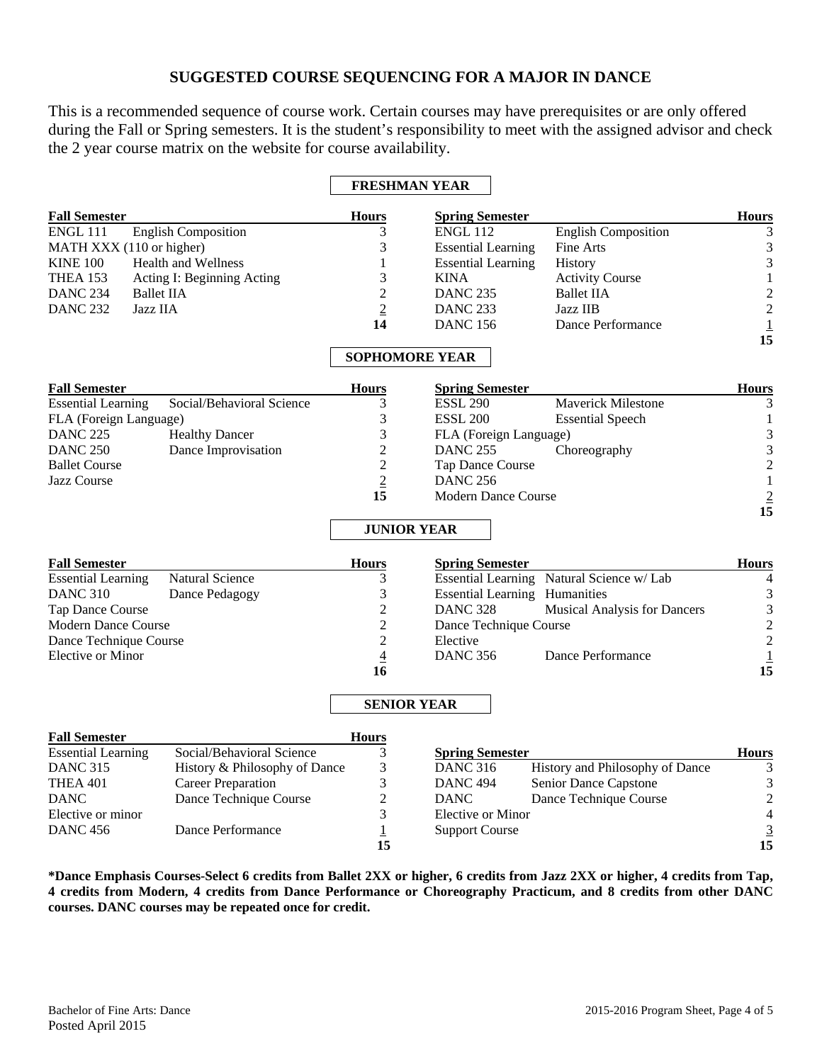## SUGGESTED COURSE SEQUENCING FOR A MAJOR IN DANCE

This is a recommended sequence of course work. Certain courses may have prerequisites or are only offered during the Fall or Spring semesters. It is the student's responsibility to meet with the assigned advisor and check the 2 year course matrix on the website for course availability.

### FRESHMAN YEAR

| Fall Semester | | Hours | Spring Semester | | Hours |
|---|---|---|---|---|---|
| ENGL 111 | English Composition | 3 | ENGL 112 | English Composition | 3 |
| MATH XXX (110 or higher) | | 3 | Essential Learning | Fine Arts | 3 |
| KINE 100 | Health and Wellness | 1 | Essential Learning | History | 3 |
| THEA 153 | Acting I: Beginning Acting | 3 | KINA | Activity Course | 1 |
| DANC 234 | Ballet IIA | 2 | DANC 235 | Ballet IIA | 2 |
| DANC 232 | Jazz IIA | 2 | DANC 233 | Jazz IIB | 2 |
| | | 14 | DANC 156 | Dance Performance | 1 |
| | | | | | 15 |

### SOPHOMORE YEAR

| Fall Semester | | Hours | Spring Semester | | Hours |
|---|---|---|---|---|---|
| Essential Learning | Social/Behavioral Science | 3 | ESSL 290 | Maverick Milestone | 3 |
| FLA (Foreign Language) | | 3 | ESSL 200 | Essential Speech | 1 |
| DANC 225 | Healthy Dancer | 3 | FLA (Foreign Language) | | 3 |
| DANC 250 | Dance Improvisation | 2 | DANC 255 | Choreography | 3 |
| Ballet Course | | 2 | Tap Dance Course | | 2 |
| Jazz Course | | 2 | DANC 256 | | 1 |
| | | 15 | Modern Dance Course | | 2 |
| | | | | | 15 |

### JUNIOR YEAR

| Fall Semester | | Hours | Spring Semester | | Hours |
|---|---|---|---|---|---|
| Essential Learning | Natural Science | 3 | Essential Learning | Natural Science w/ Lab | 4 |
| DANC 310 | Dance Pedagogy | 3 | Essential Learning | Humanities | 3 |
| Tap Dance Course | | 2 | DANC 328 | Musical Analysis for Dancers | 3 |
| Modern Dance Course | | 2 | Dance Technique Course | | 2 |
| Dance Technique Course | | 2 | Elective | | 2 |
| Elective or Minor | | 4 | DANC 356 | Dance Performance | 1 |
| | | 16 | | | 15 |

### SENIOR YEAR

| Fall Semester | | Hours | Spring Semester | | Hours |
|---|---|---|---|---|---|
| Essential Learning | Social/Behavioral Science | 3 | DANC 316 | History and Philosophy of Dance | 3 |
| DANC 315 | History & Philosophy of Dance | 3 | DANC 494 | Senior Dance Capstone | 3 |
| THEA 401 | Career Preparation | 3 | DANC | Dance Technique Course | 2 |
| DANC | Dance Technique Course | 2 | Elective or Minor | | 4 |
| Elective or minor | | 3 | Support Course | | 3 |
| DANC 456 | Dance Performance | 1 | | | 15 |
| | | 15 | | | |

**\*Dance Emphasis Courses-Select 6 credits from Ballet 2XX or higher, 6 credits from Jazz 2XX or higher, 4 credits from Tap, 4 credits from Modern, 4 credits from Dance Performance or Choreography Practicum, and 8 credits from other DANC courses. DANC courses may be repeated once for credit.**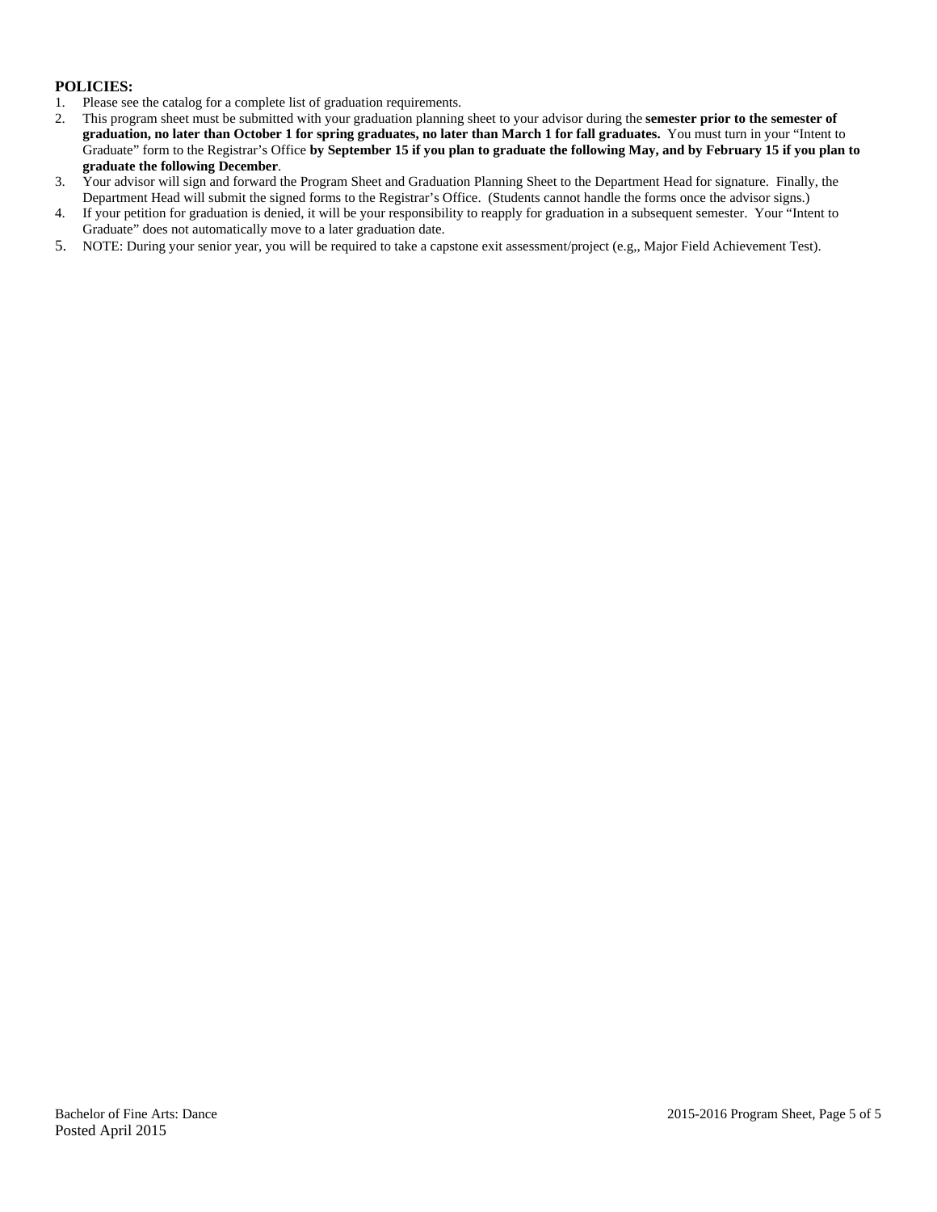**POLICIES:**

1. Please see the catalog for a complete list of graduation requirements.
2. This program sheet must be submitted with your graduation planning sheet to your advisor during the **semester prior to the semester of graduation, no later than October 1 for spring graduates, no later than March 1 for fall graduates.** You must turn in your "Intent to Graduate" form to the Registrar's Office **by September 15 if you plan to graduate the following May, and by February 15 if you plan to graduate the following December**.
3. Your advisor will sign and forward the Program Sheet and Graduation Planning Sheet to the Department Head for signature. Finally, the Department Head will submit the signed forms to the Registrar's Office. (Students cannot handle the forms once the advisor signs.)
4. If your petition for graduation is denied, it will be your responsibility to reapply for graduation in a subsequent semester. Your "Intent to Graduate" does not automatically move to a later graduation date.
5. NOTE: During your senior year, you will be required to take a capstone exit assessment/project (e.g,, Major Field Achievement Test).